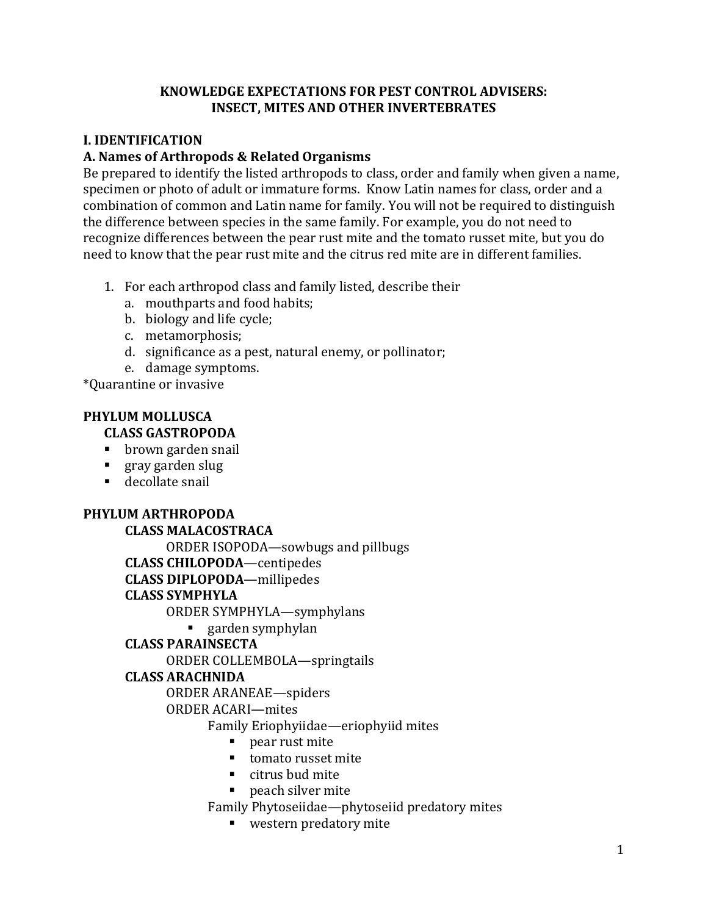# KNOWLEDGE EXPECTATIONS FOR PEST CONTROL ADVISERS: INSECT, MITES AND OTHER INVERTEBRATES

## I. IDENTIFICATION

### A. Names of Arthropods & Related Organisms

Be prepared to identify the listed arthropods to class, order and family when given a name, specimen or photo of adult or immature forms. Know Latin names for class, order and a combination of common and Latin name for family. You will not be required to distinguish the difference between species in the same family. For example, you do not need to recognize differences between the pear rust mite and the tomato russet mite, but you do need to know that the pear rust mite and the citrus red mite are in different families.

1. For each arthropod class and family listed, describe their
   a. mouthparts and food habits;
   b. biology and life cycle;
   c. metamorphosis;
   d. significance as a pest, natural enemy, or pollinator;
   e. damage symptoms.

*Quarantine or invasive

**PHYLUM MOLLUSCA**

**CLASS GASTROPODA**

- brown garden snail
- gray garden slug
- decollate snail

**PHYLUM ARTHROPODA**

**CLASS MALACOSTRACA**

ORDER ISOPODA—sowbugs and pillbugs

**CLASS CHILOPODA**—centipedes

**CLASS DIPLOPODA**—millipedes

**CLASS SYMPHYLA**

ORDER SYMPHYLA—symphylans

- garden symphylan

**CLASS PARAINSECTA**

ORDER COLLEMBOLA—springtails

**CLASS ARACHNIDA**

ORDER ARANEAE—spiders

ORDER ACARI—mites

Family Eriophyiidae—eriophyiid mites

- pear rust mite
- tomato russet mite
- citrus bud mite
- peach silver mite

Family Phytoseiidae—phytoseiid predatory mites

- western predatory mite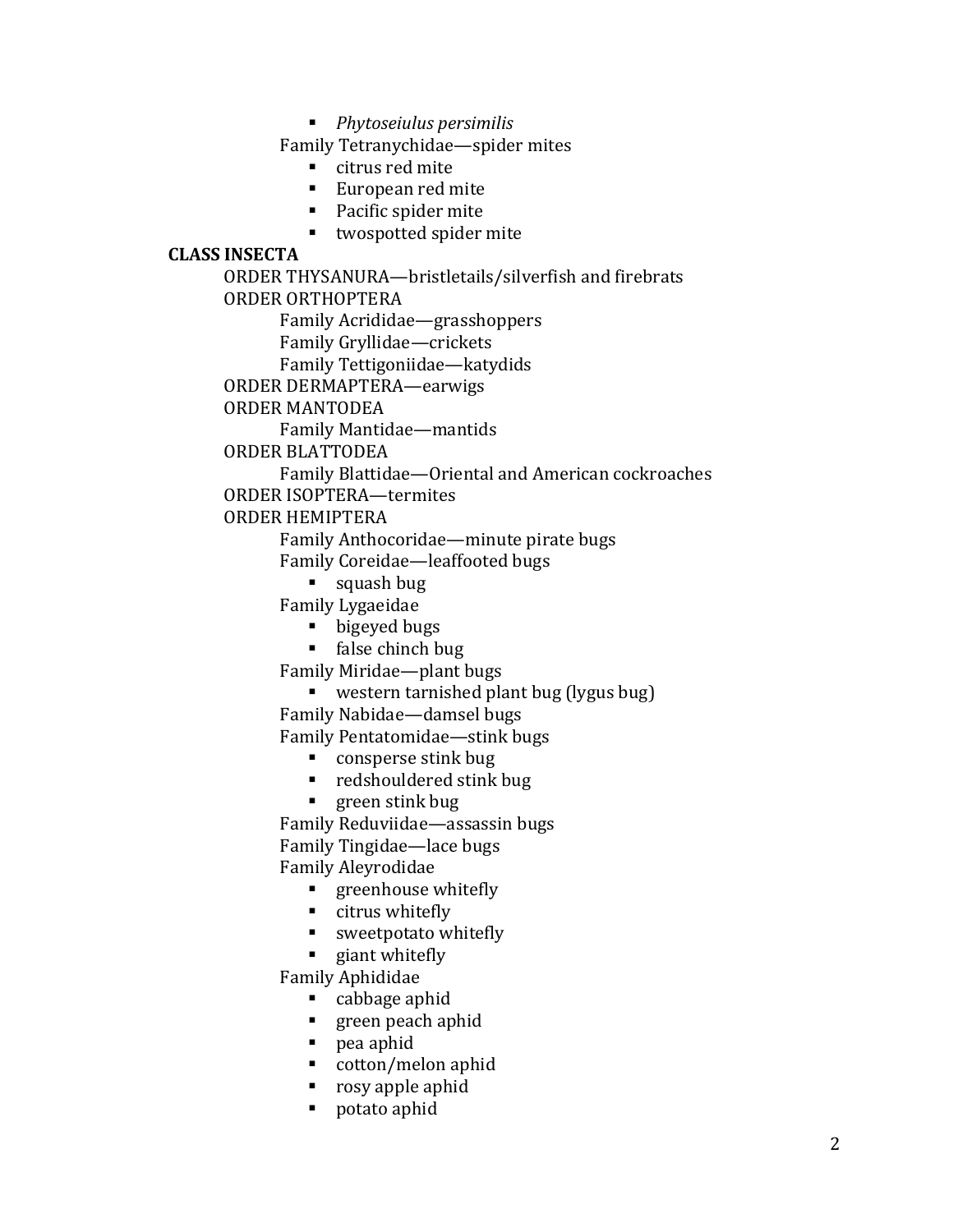- *Phytoseiulus persimilis*
    - Family Tetranychidae—spider mites
      - citrus red mite
      - European red mite
      - Pacific spider mite
      - twospotted spider mite

- **CLASS INSECTA**
  - ORDER THYSANURA—bristletails/silverfish and firebrats
  - ORDER ORTHOPTERA
    - Family Acrididae—grasshoppers
    - Family Gryllidae—crickets
    - Family Tettigoniidae—katydids
  - ORDER DERMAPTERA—earwigs
  - ORDER MANTODEA
    - Family Mantidae—mantids
  - ORDER BLATTODEA
    - Family Blattidae—Oriental and American cockroaches
  - ORDER ISOPTERA—termites
  - ORDER HEMIPTERA
    - Family Anthocoridae—minute pirate bugs
    - Family Coreidae—leaffooted bugs
      - squash bug
    - Family Lygaeidae
      - bigeyed bugs
      - false chinch bug
    - Family Miridae—plant bugs
      - western tarnished plant bug (lygus bug)
    - Family Nabidae—damsel bugs
    - Family Pentatomidae—stink bugs
      - consperse stink bug
      - redshouldered stink bug
      - green stink bug
    - Family Reduviidae—assassin bugs
    - Family Tingidae—lace bugs
    - Family Aleyrodidae
      - greenhouse whitefly
      - citrus whitefly
      - sweetpotato whitefly
      - giant whitefly
    - Family Aphididae
      - cabbage aphid
      - green peach aphid
      - pea aphid
      - cotton/melon aphid
      - rosy apple aphid
      - potato aphid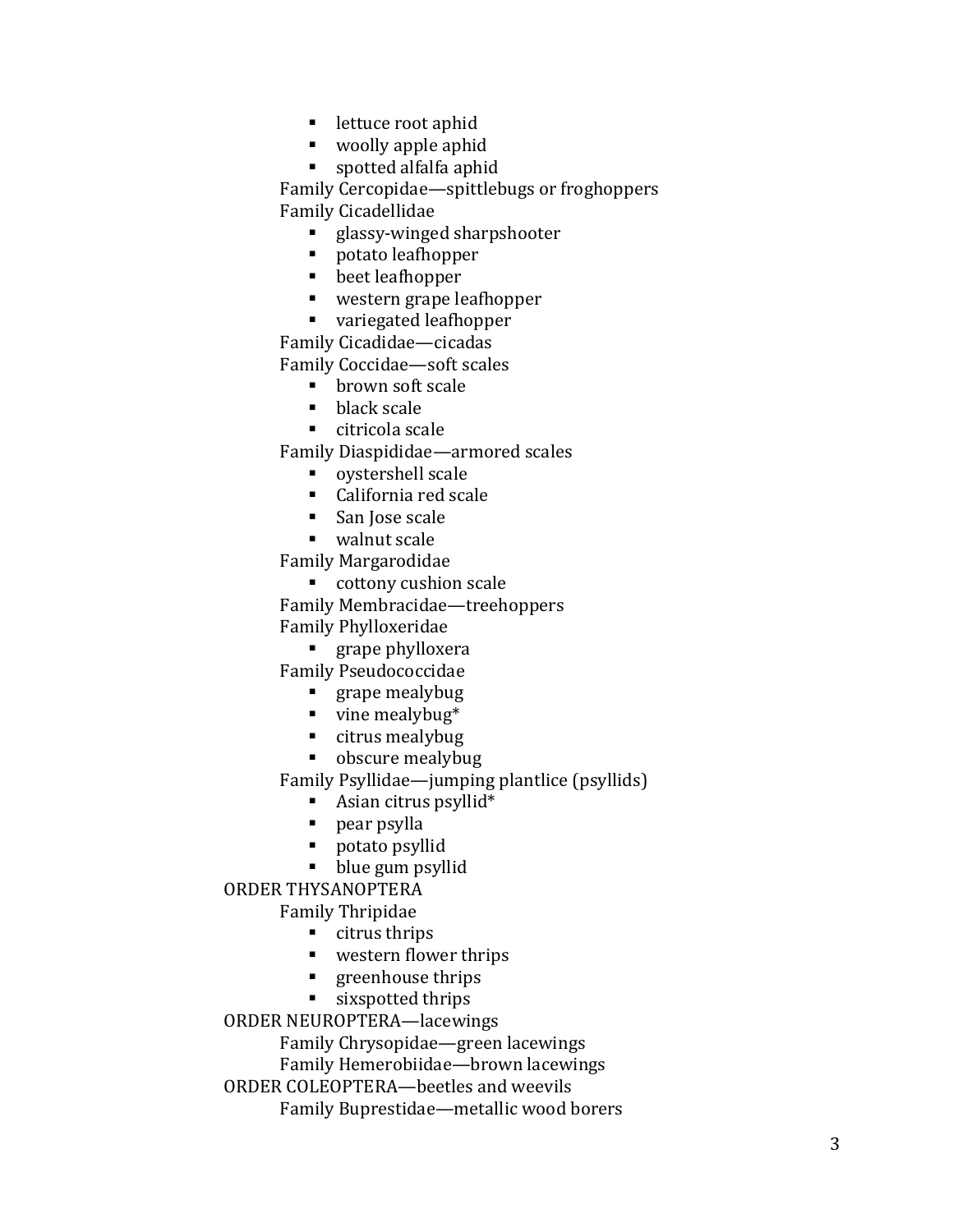- lettuce root aphid
      - woolly apple aphid
      - spotted alfalfa aphid
  - Family Cercopidae—spittlebugs or froghoppers
  - Family Cicadellidae
      - glassy-winged sharpshooter
      - potato leafhopper
      - beet leafhopper
      - western grape leafhopper
      - variegated leafhopper
  - Family Cicadidae—cicadas
  - Family Coccidae—soft scales
      - brown soft scale
      - black scale
      - citricola scale
  - Family Diaspididae—armored scales
      - oystershell scale
      - California red scale
      - San Jose scale
      - walnut scale
  - Family Margarodidae
      - cottony cushion scale
  - Family Membracidae—treehoppers
  - Family Phylloxeridae
      - grape phylloxera
  - Family Pseudococcidae
      - grape mealybug
      - vine mealybug*
      - citrus mealybug
      - obscure mealybug
  - Family Psyllidae—jumping plantlice (psyllids)
      - Asian citrus psyllid*
      - pear psylla
      - potato psyllid
      - blue gum psyllid
- ORDER THYSANOPTERA
  - Family Thripidae
      - citrus thrips
      - western flower thrips
      - greenhouse thrips
      - sixspotted thrips
- ORDER NEUROPTERA—lacewings
  - Family Chrysopidae—green lacewings
  - Family Hemerobiidae—brown lacewings
- ORDER COLEOPTERA—beetles and weevils
  - Family Buprestidae—metallic wood borers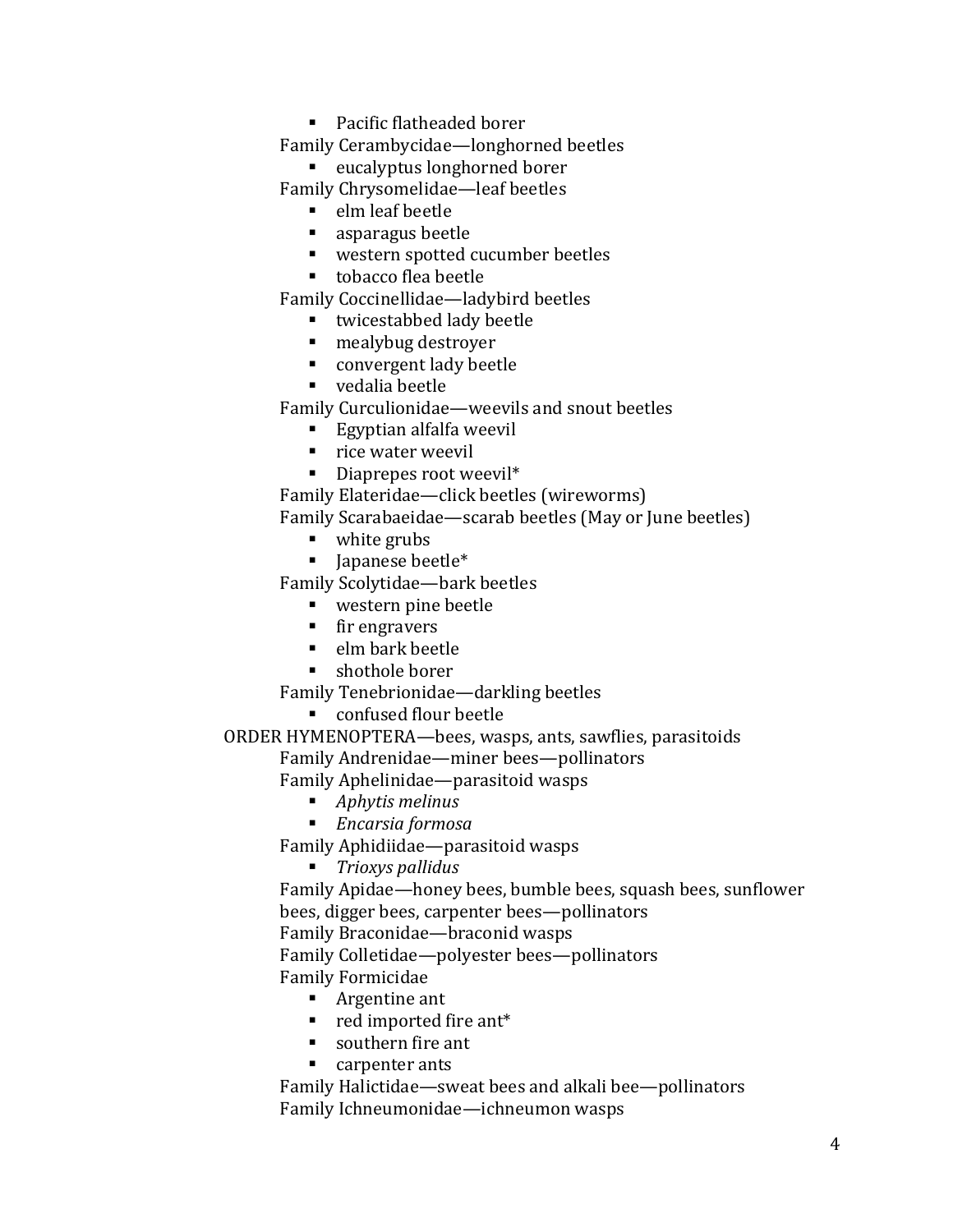- Pacific flatheaded borer
    - Family Cerambycidae—longhorned beetles
        - eucalyptus longhorned borer
    - Family Chrysomelidae—leaf beetles
        - elm leaf beetle
        - asparagus beetle
        - western spotted cucumber beetles
        - tobacco flea beetle
    - Family Coccinellidae—ladybird beetles
        - twicestabbed lady beetle
        - mealybug destroyer
        - convergent lady beetle
        - vedalia beetle
    - Family Curculionidae—weevils and snout beetles
        - Egyptian alfalfa weevil
        - rice water weevil
        - Diaprepes root weevil*
    - Family Elateridae—click beetles (wireworms)
    - Family Scarabaeidae—scarab beetles (May or June beetles)
        - white grubs
        - Japanese beetle*
    - Family Scolytidae—bark beetles
        - western pine beetle
        - fir engravers
        - elm bark beetle
        - shothole borer
    - Family Tenebrionidae—darkling beetles
        - confused flour beetle
- ORDER HYMENOPTERA—bees, wasps, ants, sawflies, parasitoids
    - Family Andrenidae—miner bees—pollinators
    - Family Aphelinidae—parasitoid wasps
        - *Aphytis melinus*
        - *Encarsia formosa*
    - Family Aphidiidae—parasitoid wasps
        - *Trioxys pallidus*
    - Family Apidae—honey bees, bumble bees, squash bees, sunflower bees, digger bees, carpenter bees—pollinators
    - Family Braconidae—braconid wasps
    - Family Colletidae—polyester bees—pollinators
    - Family Formicidae
        - Argentine ant
        - red imported fire ant*
        - southern fire ant
        - carpenter ants
    - Family Halictidae—sweat bees and alkali bee—pollinators
    - Family Ichneumonidae—ichneumon wasps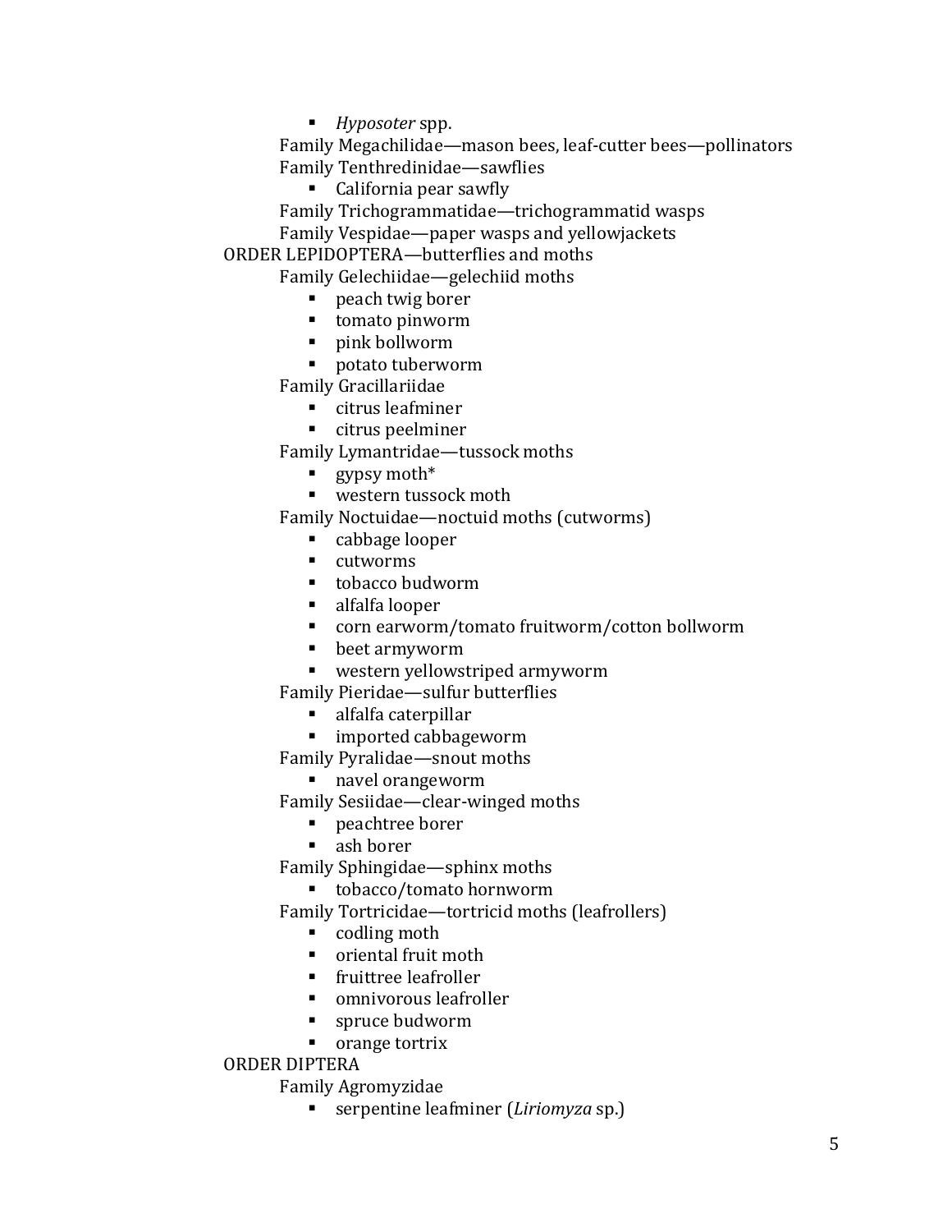- *Hyposoter* spp.
    - Family Megachilidae—mason bees, leaf-cutter bees—pollinators
    - Family Tenthredinidae—sawflies
        - California pear sawfly
    - Family Trichogrammatidae—trichogrammatid wasps
    - Family Vespidae—paper wasps and yellowjackets
- ORDER LEPIDOPTERA—butterflies and moths
    - Family Gelechiidae—gelechiid moths
        - peach twig borer
        - tomato pinworm
        - pink bollworm
        - potato tuberworm
    - Family Gracillariidae
        - citrus leafminer
        - citrus peelminer
    - Family Lymantridae—tussock moths
        - gypsy moth*
        - western tussock moth
    - Family Noctuidae—noctuid moths (cutworms)
        - cabbage looper
        - cutworms
        - tobacco budworm
        - alfalfa looper
        - corn earworm/tomato fruitworm/cotton bollworm
        - beet armyworm
        - western yellowstriped armyworm
    - Family Pieridae—sulfur butterflies
        - alfalfa caterpillar
        - imported cabbageworm
    - Family Pyralidae—snout moths
        - navel orangeworm
    - Family Sesiidae—clear-winged moths
        - peachtree borer
        - ash borer
    - Family Sphingidae—sphinx moths
        - tobacco/tomato hornworm
    - Family Tortricidae—tortricid moths (leafrollers)
        - codling moth
        - oriental fruit moth
        - fruittree leafroller
        - omnivorous leafroller
        - spruce budworm
        - orange tortrix
- ORDER DIPTERA
    - Family Agromyzidae
        - serpentine leafminer (*Liriomyza* sp.)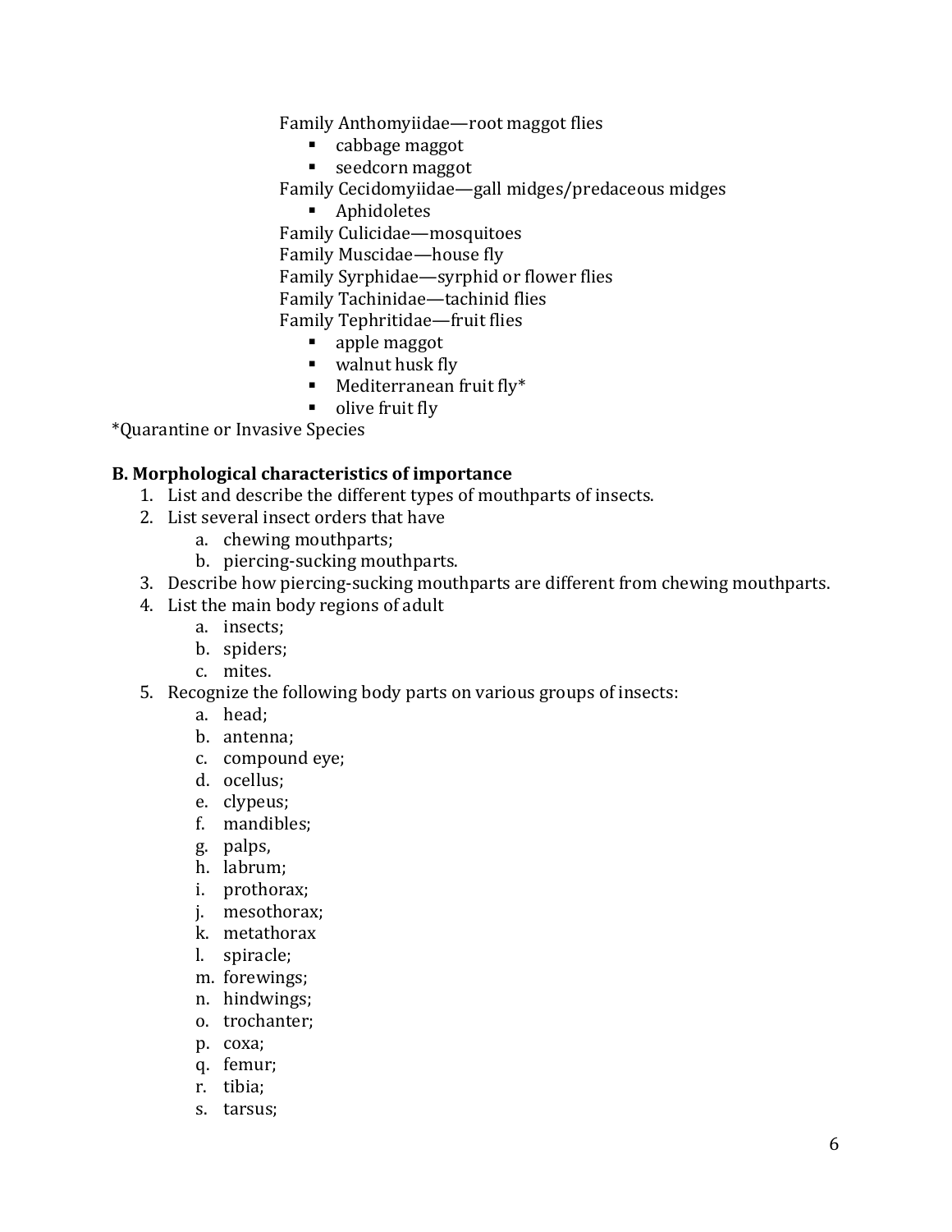Family Anthomyiidae—root maggot flies

- cabbage maggot
- seedcorn maggot

Family Cecidomyiidae—gall midges/predaceous midges

- Aphidoletes

Family Culicidae—mosquitoes

Family Muscidae—house fly

Family Syrphidae—syrphid or flower flies

Family Tachinidae—tachinid flies

Family Tephritidae—fruit flies

- apple maggot
- walnut husk fly
- Mediterranean fruit fly*
- olive fruit fly

*Quarantine or Invasive Species

**B. Morphological characteristics of importance**

1. List and describe the different types of mouthparts of insects.
2. List several insect orders that have
   a. chewing mouthparts;
   b. piercing-sucking mouthparts.
3. Describe how piercing-sucking mouthparts are different from chewing mouthparts.
4. List the main body regions of adult
   a. insects;
   b. spiders;
   c. mites.
5. Recognize the following body parts on various groups of insects:
   a. head;
   b. antenna;
   c. compound eye;
   d. ocellus;
   e. clypeus;
   f. mandibles;
   g. palps,
   h. labrum;
   i. prothorax;
   j. mesothorax;
   k. metathorax
   l. spiracle;
   m. forewings;
   n. hindwings;
   o. trochanter;
   p. coxa;
   q. femur;
   r. tibia;
   s. tarsus;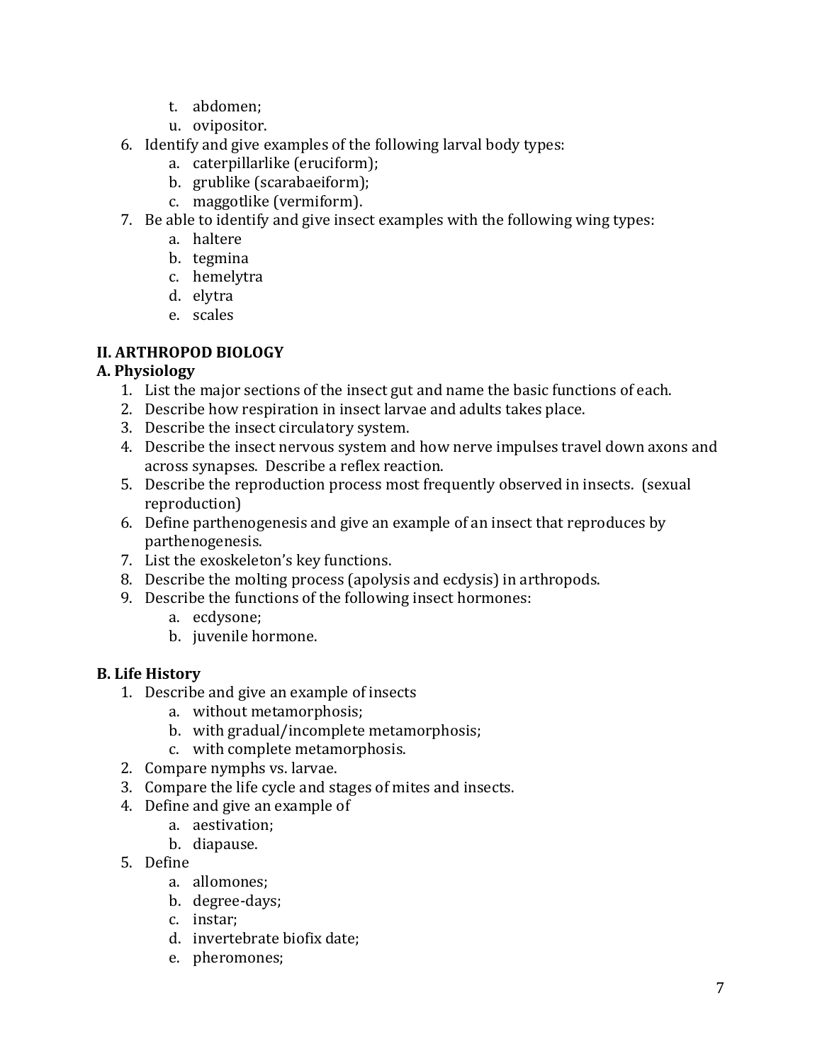t. abdomen;
   u. ovipositor.

6. Identify and give examples of the following larval body types:
   a. caterpillarlike (eruciform);
   b. grublike (scarabaeiform);
   c. maggotlike (vermiform).
7. Be able to identify and give insect examples with the following wing types:
   a. haltere
   b. tegmina
   c. hemelytra
   d. elytra
   e. scales

## II. ARTHROPOD BIOLOGY

### A. Physiology

1. List the major sections of the insect gut and name the basic functions of each.
2. Describe how respiration in insect larvae and adults takes place.
3. Describe the insect circulatory system.
4. Describe the insect nervous system and how nerve impulses travel down axons and across synapses. Describe a reflex reaction.
5. Describe the reproduction process most frequently observed in insects. (sexual reproduction)
6. Define parthenogenesis and give an example of an insect that reproduces by parthenogenesis.
7. List the exoskeleton's key functions.
8. Describe the molting process (apolysis and ecdysis) in arthropods.
9. Describe the functions of the following insect hormones:
   a. ecdysone;
   b. juvenile hormone.

### B. Life History

1. Describe and give an example of insects
   a. without metamorphosis;
   b. with gradual/incomplete metamorphosis;
   c. with complete metamorphosis.
2. Compare nymphs vs. larvae.
3. Compare the life cycle and stages of mites and insects.
4. Define and give an example of
   a. aestivation;
   b. diapause.
5. Define
   a. allomones;
   b. degree-days;
   c. instar;
   d. invertebrate biofix date;
   e. pheromones;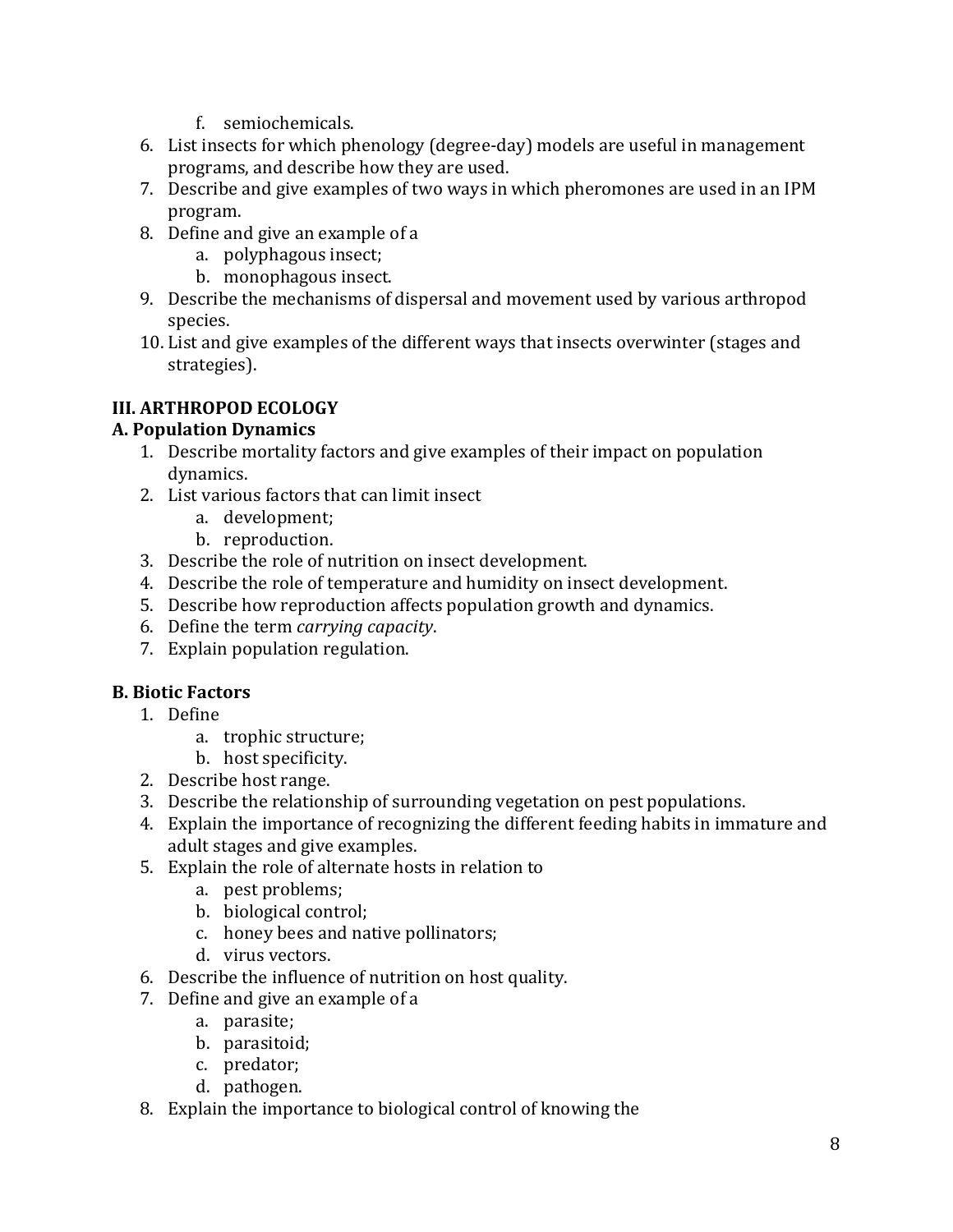f. semiochemicals.
6. List insects for which phenology (degree-day) models are useful in management programs, and describe how they are used.
7. Describe and give examples of two ways in which pheromones are used in an IPM program.
8. Define and give an example of a
   a. polyphagous insect;
   b. monophagous insect.
9. Describe the mechanisms of dispersal and movement used by various arthropod species.
10. List and give examples of the different ways that insects overwinter (stages and strategies).

## III. ARTHROPOD ECOLOGY

### A. Population Dynamics

1. Describe mortality factors and give examples of their impact on population dynamics.
2. List various factors that can limit insect
   a. development;
   b. reproduction.
3. Describe the role of nutrition on insect development.
4. Describe the role of temperature and humidity on insect development.
5. Describe how reproduction affects population growth and dynamics.
6. Define the term *carrying capacity*.
7. Explain population regulation.

### B. Biotic Factors

1. Define
   a. trophic structure;
   b. host specificity.
2. Describe host range.
3. Describe the relationship of surrounding vegetation on pest populations.
4. Explain the importance of recognizing the different feeding habits in immature and adult stages and give examples.
5. Explain the role of alternate hosts in relation to
   a. pest problems;
   b. biological control;
   c. honey bees and native pollinators;
   d. virus vectors.
6. Describe the influence of nutrition on host quality.
7. Define and give an example of a
   a. parasite;
   b. parasitoid;
   c. predator;
   d. pathogen.
8. Explain the importance to biological control of knowing the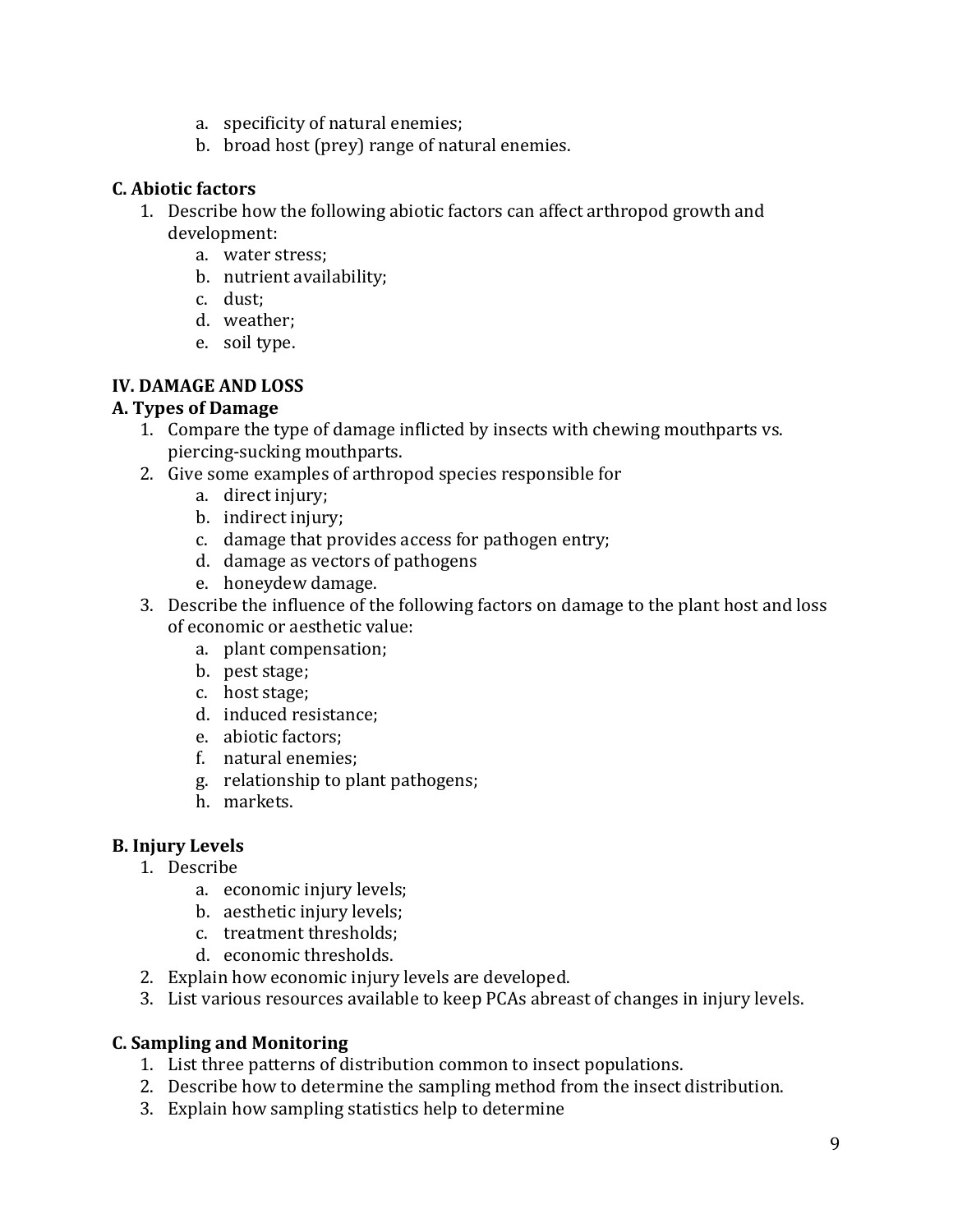a. specificity of natural enemies;
   b. broad host (prey) range of natural enemies.

**C. Abiotic factors**

1. Describe how the following abiotic factors can affect arthropod growth and development:
   a. water stress;
   b. nutrient availability;
   c. dust;
   d. weather;
   e. soil type.

**IV. DAMAGE AND LOSS**

**A. Types of Damage**

1. Compare the type of damage inflicted by insects with chewing mouthparts vs. piercing-sucking mouthparts.
2. Give some examples of arthropod species responsible for
   a. direct injury;
   b. indirect injury;
   c. damage that provides access for pathogen entry;
   d. damage as vectors of pathogens
   e. honeydew damage.
3. Describe the influence of the following factors on damage to the plant host and loss of economic or aesthetic value:
   a. plant compensation;
   b. pest stage;
   c. host stage;
   d. induced resistance;
   e. abiotic factors;
   f. natural enemies;
   g. relationship to plant pathogens;
   h. markets.

**B. Injury Levels**

1. Describe
   a. economic injury levels;
   b. aesthetic injury levels;
   c. treatment thresholds;
   d. economic thresholds.
2. Explain how economic injury levels are developed.
3. List various resources available to keep PCAs abreast of changes in injury levels.

**C. Sampling and Monitoring**

1. List three patterns of distribution common to insect populations.
2. Describe how to determine the sampling method from the insect distribution.
3. Explain how sampling statistics help to determine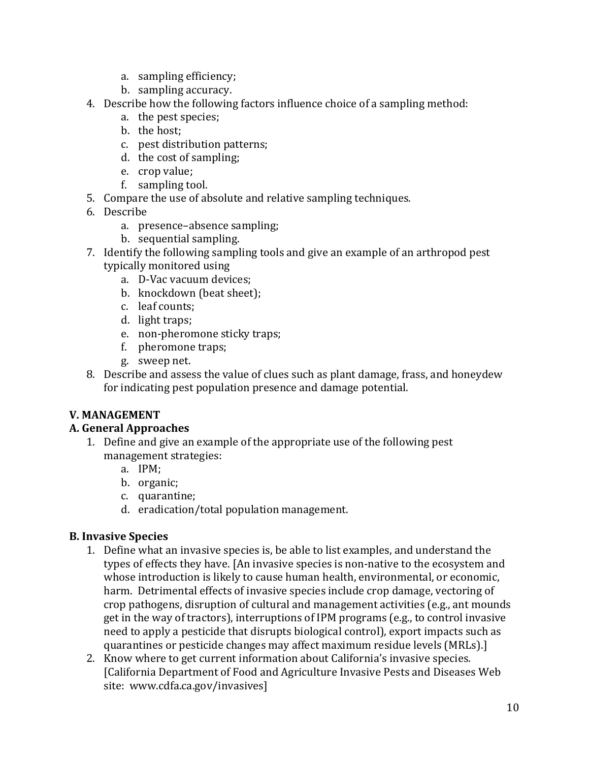a. sampling efficiency;
   b. sampling accuracy.
4. Describe how the following factors influence choice of a sampling method:
   a. the pest species;
   b. the host;
   c. pest distribution patterns;
   d. the cost of sampling;
   e. crop value;
   f. sampling tool.
5. Compare the use of absolute and relative sampling techniques.
6. Describe
   a. presence–absence sampling;
   b. sequential sampling.
7. Identify the following sampling tools and give an example of an arthropod pest typically monitored using
   a. D-Vac vacuum devices;
   b. knockdown (beat sheet);
   c. leaf counts;
   d. light traps;
   e. non-pheromone sticky traps;
   f. pheromone traps;
   g. sweep net.
8. Describe and assess the value of clues such as plant damage, frass, and honeydew for indicating pest population presence and damage potential.

## V. MANAGEMENT

### A. General Approaches

1. Define and give an example of the appropriate use of the following pest management strategies:
   a. IPM;
   b. organic;
   c. quarantine;
   d. eradication/total population management.

### B. Invasive Species

1. Define what an invasive species is, be able to list examples, and understand the types of effects they have. [An invasive species is non-native to the ecosystem and whose introduction is likely to cause human health, environmental, or economic, harm. Detrimental effects of invasive species include crop damage, vectoring of crop pathogens, disruption of cultural and management activities (e.g., ant mounds get in the way of tractors), interruptions of IPM programs (e.g., to control invasive need to apply a pesticide that disrupts biological control), export impacts such as quarantines or pesticide changes may affect maximum residue levels (MRLs).]
2. Know where to get current information about California's invasive species. [California Department of Food and Agriculture Invasive Pests and Diseases Web site: www.cdfa.ca.gov/invasives]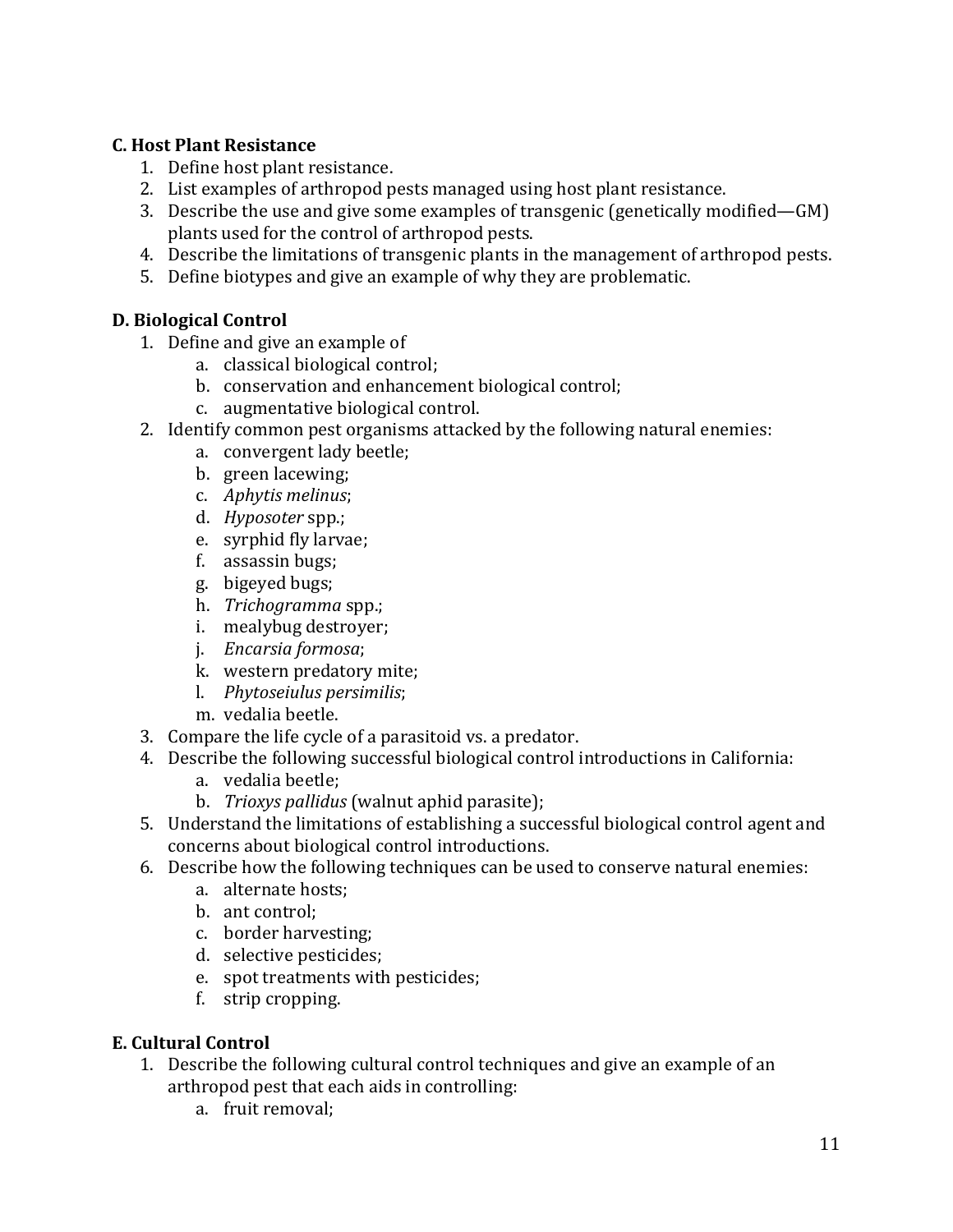**C. Host Plant Resistance**

1. Define host plant resistance.
2. List examples of arthropod pests managed using host plant resistance.
3. Describe the use and give some examples of transgenic (genetically modified—GM) plants used for the control of arthropod pests.
4. Describe the limitations of transgenic plants in the management of arthropod pests.
5. Define biotypes and give an example of why they are problematic.

**D. Biological Control**

1. Define and give an example of
   a. classical biological control;
   b. conservation and enhancement biological control;
   c. augmentative biological control.
2. Identify common pest organisms attacked by the following natural enemies:
   a. convergent lady beetle;
   b. green lacewing;
   c. *Aphytis melinus*;
   d. *Hyposoter* spp.;
   e. syrphid fly larvae;
   f. assassin bugs;
   g. bigeyed bugs;
   h. *Trichogramma* spp.;
   i. mealybug destroyer;
   j. *Encarsia formosa*;
   k. western predatory mite;
   l. *Phytoseiulus persimilis*;
   m. vedalia beetle.
3. Compare the life cycle of a parasitoid vs. a predator.
4. Describe the following successful biological control introductions in California:
   a. vedalia beetle;
   b. *Trioxys pallidus* (walnut aphid parasite);
5. Understand the limitations of establishing a successful biological control agent and concerns about biological control introductions.
6. Describe how the following techniques can be used to conserve natural enemies:
   a. alternate hosts;
   b. ant control;
   c. border harvesting;
   d. selective pesticides;
   e. spot treatments with pesticides;
   f. strip cropping.

**E. Cultural Control**

1. Describe the following cultural control techniques and give an example of an arthropod pest that each aids in controlling:
   a. fruit removal;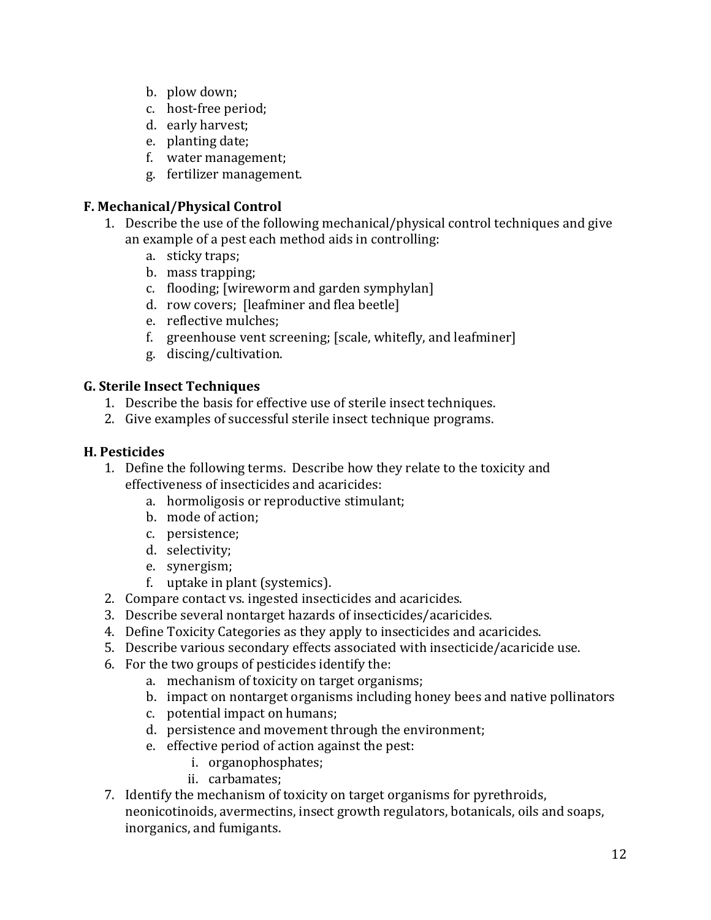b. plow down;
c. host-free period;
d. early harvest;
e. planting date;
f. water management;
g. fertilizer management.

### F. Mechanical/Physical Control

1. Describe the use of the following mechanical/physical control techniques and give an example of a pest each method aids in controlling:
   a. sticky traps;
   b. mass trapping;
   c. flooding; [wireworm and garden symphylan]
   d. row covers; [leafminer and flea beetle]
   e. reflective mulches;
   f. greenhouse vent screening; [scale, whitefly, and leafminer]
   g. discing/cultivation.

### G. Sterile Insect Techniques

1. Describe the basis for effective use of sterile insect techniques.
2. Give examples of successful sterile insect technique programs.

### H. Pesticides

1. Define the following terms. Describe how they relate to the toxicity and effectiveness of insecticides and acaricides:
   a. hormoligosis or reproductive stimulant;
   b. mode of action;
   c. persistence;
   d. selectivity;
   e. synergism;
   f. uptake in plant (systemics).
2. Compare contact vs. ingested insecticides and acaricides.
3. Describe several nontarget hazards of insecticides/acaricides.
4. Define Toxicity Categories as they apply to insecticides and acaricides.
5. Describe various secondary effects associated with insecticide/acaricide use.
6. For the two groups of pesticides identify the:
   a. mechanism of toxicity on target organisms;
   b. impact on nontarget organisms including honey bees and native pollinators
   c. potential impact on humans;
   d. persistence and movement through the environment;
   e. effective period of action against the pest:
      i. organophosphates;
      ii. carbamates;
7. Identify the mechanism of toxicity on target organisms for pyrethroids, neonicotinoids, avermectins, insect growth regulators, botanicals, oils and soaps, inorganics, and fumigants.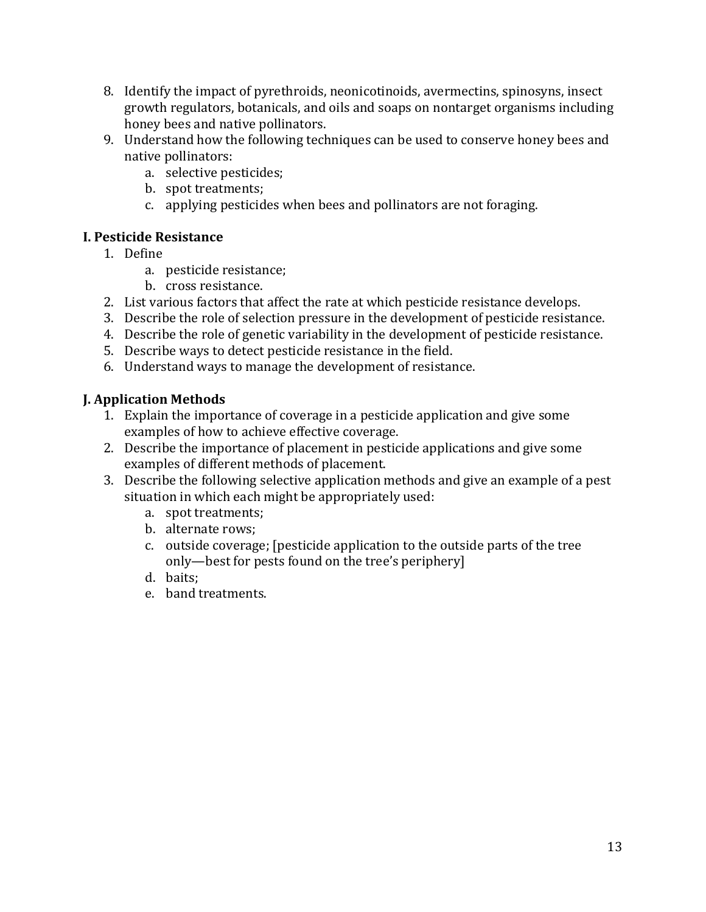8. Identify the impact of pyrethroids, neonicotinoids, avermectins, spinosyns, insect growth regulators, botanicals, and oils and soaps on nontarget organisms including honey bees and native pollinators.
9. Understand how the following techniques can be used to conserve honey bees and native pollinators:
    a. selective pesticides;
    b. spot treatments;
    c. applying pesticides when bees and pollinators are not foraging.

**I. Pesticide Resistance**

1. Define
    a. pesticide resistance;
    b. cross resistance.
2. List various factors that affect the rate at which pesticide resistance develops.
3. Describe the role of selection pressure in the development of pesticide resistance.
4. Describe the role of genetic variability in the development of pesticide resistance.
5. Describe ways to detect pesticide resistance in the field.
6. Understand ways to manage the development of resistance.

**J. Application Methods**

1. Explain the importance of coverage in a pesticide application and give some examples of how to achieve effective coverage.
2. Describe the importance of placement in pesticide applications and give some examples of different methods of placement.
3. Describe the following selective application methods and give an example of a pest situation in which each might be appropriately used:
    a. spot treatments;
    b. alternate rows;
    c. outside coverage; [pesticide application to the outside parts of the tree only—best for pests found on the tree's periphery]
    d. baits;
    e. band treatments.